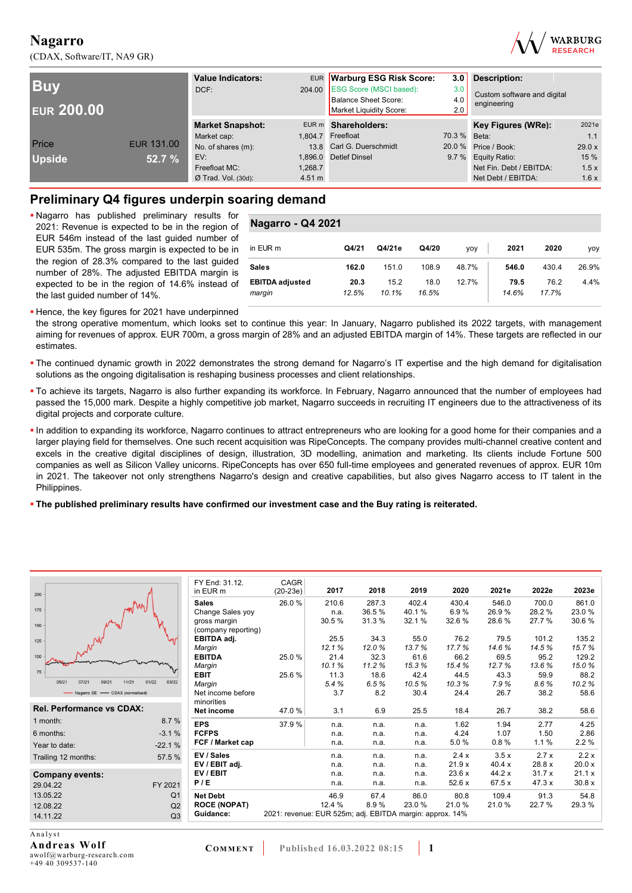# Nagarro

(CDAX, Software/IT, NA9 GR)

WARBURG RESEARCH

| Buy | | Value Indicators: | EUR | Warburg ESG Risk Score: | 3.0 | Description: |
|---|---|---|---|---|---|---|
| EUR 200.00 | | DCF: | 204.00 | ESG Score (MSCI based): | 3.0 | Custom software and digital engineering |
| | | | | Balance Sheet Score: | 4.0 | |
| | | | | Market Liquidity Score: | 2.0 | |

| | | Market Snapshot: | EUR m | Shareholders: | | Key Figures (WRe): | 2021e |
|---|---|---|---|---|---|---|---|
| Price | EUR 131.00 | Market cap: | 1,804.7 | Freefloat | 70.3 % | Beta: | 1.1 |
| Upside | 52.7 % | No. of shares (m): | 13.8 | Carl G. Duerschmidt | 20.0 % | Price / Book: | 29.0 x |
| | | EV: | 1,896.0 | Detlef Dinsel | 9.7 % | Equity Ratio: | 15 % |
| | | Freefloat MC: | 1,268.7 | | | Net Fin. Debt / EBITDA: | 1.5 x |
| | | Ø Trad. Vol. (30d): | 4.51 m | | | Net Debt / EBITDA: | 1.6 x |

## Preliminary Q4 figures underpin soaring demand

- Nagarro has published preliminary results for 2021: Revenue is expected to be in the region of EUR 546m instead of the last guided number of EUR 535m. The gross margin is expected to be in the region of 28.3% compared to the last guided number of 28%. The adjusted EBITDA margin is expected to be in the region of 14.6% instead of the last guided number of 14%.

**Nagarro - Q4 2021**

| in EUR m | Q4/21 | Q4/21e | Q4/20 | yoy | 2021 | 2020 | yoy |
|---|---|---|---|---|---|---|---|
| **Sales** | **162.0** | 151.0 | 108.9 | 48.7% | **546.0** | 430.4 | 26.9% |
| **EBITDA adjusted** | **20.3** | 15.2 | 18.0 | 12.7% | **79.5** | 76.2 | 4.4% |
| *margin* | *12.5%* | *10.1%* | *16.5%* | | *14.6%* | *17.7%* | |

- Hence, the key figures for 2021 have underpinned the strong operative momentum, which looks set to continue this year: In January, Nagarro published its 2022 targets, with management aiming for revenues of approx. EUR 700m, a gross margin of 28% and an adjusted EBITDA margin of 14%. These targets are reflected in our estimates.
- The continued dynamic growth in 2022 demonstrates the strong demand for Nagarro's IT expertise and the high demand for digitalisation solutions as the ongoing digitalisation is reshaping business processes and client relationships.
- To achieve its targets, Nagarro is also further expanding its workforce. In February, Nagarro announced that the number of employees had passed the 15,000 mark. Despite a highly competitive job market, Nagarro succeeds in recruiting IT engineers due to the attractiveness of its digital projects and corporate culture.
- In addition to expanding its workforce, Nagarro continues to attract entrepreneurs who are looking for a good home for their companies and a larger playing field for themselves. One such recent acquisition was RipeConcepts. The company provides multi-channel creative content and excels in the creative digital disciplines of design, illustration, 3D modelling, animation and marketing. Its clients include Fortune 500 companies as well as Silicon Valley unicorns. RipeConcepts has over 650 full-time employees and generated revenues of approx. EUR 10m in 2021. The takeover not only strengthens Nagarro's design and creative capabilities, but also gives Nagarro access to IT talent in the Philippines.
- **The published preliminary results have confirmed our investment case and the Buy rating is reiterated.**

| Rel. Performance vs CDAX: | |
|---|---|
| 1 month: | 8.7 % |
| 6 months: | -3.1 % |
| Year to date: | -22.1 % |
| Trailing 12 months: | 57.5 % |

| Company events: | |
|---|---|
| 29.04.22 | FY 2021 |
| 13.05.22 | Q1 |
| 12.08.22 | Q2 |
| 14.11.22 | Q3 |

| FY End: 31.12. in EUR m | CAGR (20-23e) | 2017 | 2018 | 2019 | 2020 | 2021e | 2022e | 2023e |
|---|---|---|---|---|---|---|---|---|
| **Sales** | 26.0 % | 210.6 | 287.3 | 402.4 | 430.4 | 546.0 | 700.0 | 861.0 |
| Change Sales yoy | | n.a. | 36.5 % | 40.1 % | 6.9 % | 26.9 % | 28.2 % | 23.0 % |
| gross margin (company reporting) | | 30.5 % | 31.3 % | 32.1 % | 32.6 % | 28.6 % | 27.7 % | 30.6 % |
| **EBITDA adj.** | | 25.5 | 34.3 | 55.0 | 76.2 | 79.5 | 101.2 | 135.2 |
| *Margin* | | *12.1 %* | *12.0 %* | *13.7 %* | *17.7 %* | *14.6 %* | *14.5 %* | *15.7 %* |
| **EBITDA** | 25.0 % | 21.4 | 32.3 | 61.6 | 66.2 | 69.5 | 95.2 | 129.2 |
| *Margin* | | *10.1 %* | *11.2 %* | *15.3 %* | *15.4 %* | *12.7 %* | *13.6 %* | *15.0 %* |
| **EBIT** | 25.6 % | 11.3 | 18.6 | 42.4 | 44.5 | 43.3 | 59.9 | 88.2 |
| *Margin* | | *5.4 %* | *6.5 %* | *10.5 %* | *10.3 %* | *7.9 %* | *8.6 %* | *10.2 %* |
| Net income before minorities | | 3.7 | 8.2 | 30.4 | 24.4 | 26.7 | 38.2 | 58.6 |
| **Net income** | 47.0 % | 3.1 | 6.9 | 25.5 | 18.4 | 26.7 | 38.2 | 58.6 |
| **EPS** | 37.9 % | n.a. | n.a. | n.a. | 1.62 | 1.94 | 2.77 | 4.25 |
| **FCFPS** | | n.a. | n.a. | n.a. | 4.24 | 1.07 | 1.50 | 2.86 |
| **FCF / Market cap** | | n.a. | n.a. | n.a. | 5.0 % | 0.8 % | 1.1 % | 2.2 % |
| **EV / Sales** | | n.a. | n.a. | n.a. | 2.4 x | 3.5 x | 2.7 x | 2.2 x |
| **EV / EBIT adj.** | | n.a. | n.a. | n.a. | 21.9 x | 40.4 x | 28.8 x | 20.0 x |
| **EV / EBIT** | | n.a. | n.a. | n.a. | 23.6 x | 44.2 x | 31.7 x | 21.1 x |
| **P / E** | | n.a. | n.a. | n.a. | 52.6 x | 67.5 x | 47.3 x | 30.8 x |
| **Net Debt** | | 46.9 | 67.4 | 86.0 | 80.8 | 109.4 | 91.3 | 54.8 |
| **ROCE (NOPAT)** | | 12.4 % | 8.9 % | 23.0 % | 21.0 % | 21.0 % | 22.7 % | 29.3 % |
| **Guidance:** | 2021: revenue: EUR 525m; adj. EBITDA margin: approx. 14% | | | | | | | |

Analyst
**Andreas Wolf**
awolf@warburg-research.com
+49 40 309537-140

**Comment** | Published 16.03.2022 08:15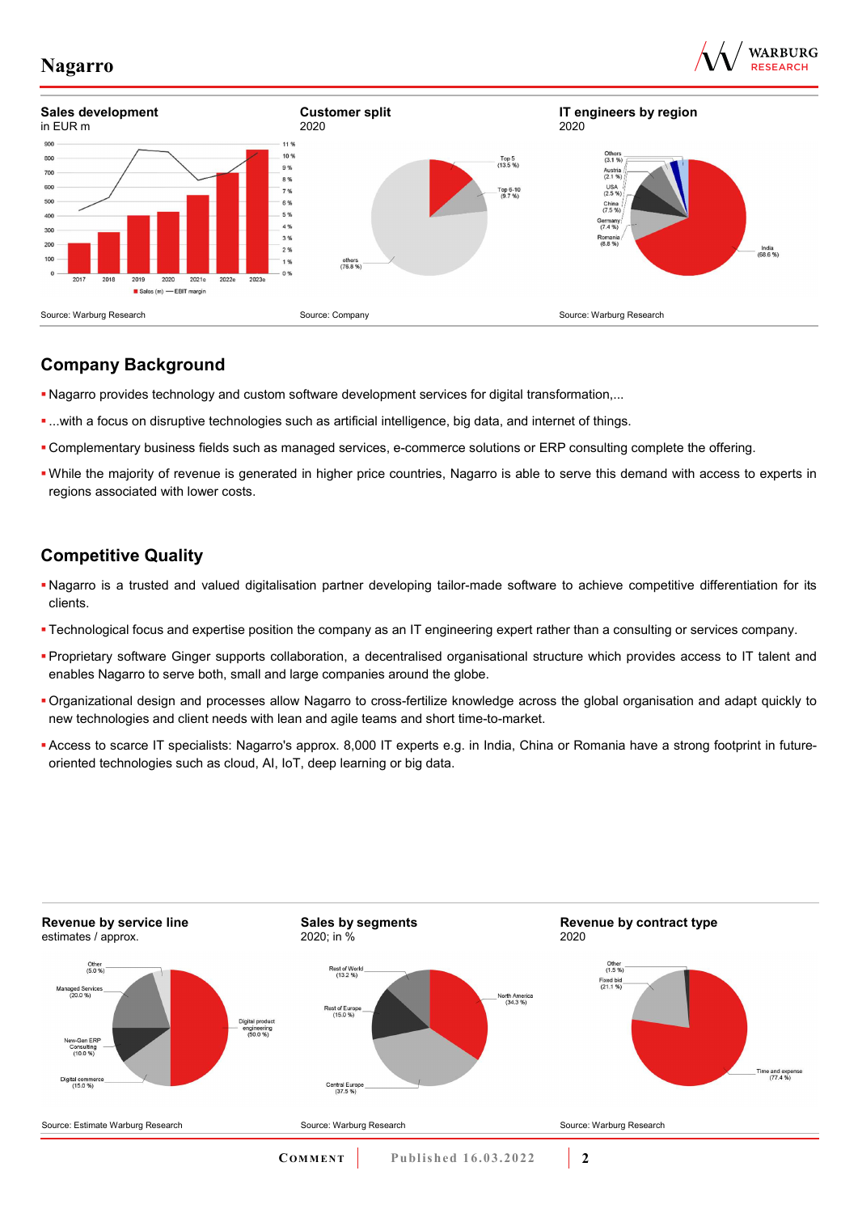**Sales development**
in EUR m

Source: Warburg Research

**Customer split**
2020

Source: Company

**IT engineers by region**
2020

Source: Warburg Research

## Company Background

- Nagarro provides technology and custom software development services for digital transformation,...
- ...with a focus on disruptive technologies such as artificial intelligence, big data, and internet of things.
- Complementary business fields such as managed services, e-commerce solutions or ERP consulting complete the offering.
- While the majority of revenue is generated in higher price countries, Nagarro is able to serve this demand with access to experts in regions associated with lower costs.

## Competitive Quality

- Nagarro is a trusted and valued digitalisation partner developing tailor-made software to achieve competitive differentiation for its clients.
- Technological focus and expertise position the company as an IT engineering expert rather than a consulting or services company.
- Proprietary software Ginger supports collaboration, a decentralised organisational structure which provides access to IT talent and enables Nagarro to serve both, small and large companies around the globe.
- Organizational design and processes allow Nagarro to cross-fertilize knowledge across the global organisation and adapt quickly to new technologies and client needs with lean and agile teams and short time-to-market.
- Access to scarce IT specialists: Nagarro's approx. 8,000 IT experts e.g. in India, China or Romania have a strong footprint in future-oriented technologies such as cloud, AI, IoT, deep learning or big data.

**Revenue by service line**
estimates / approx.

Source: Estimate Warburg Research

**Sales by segments**
2020; in %

Source: Warburg Research

**Revenue by contract type**
2020

Source: Warburg Research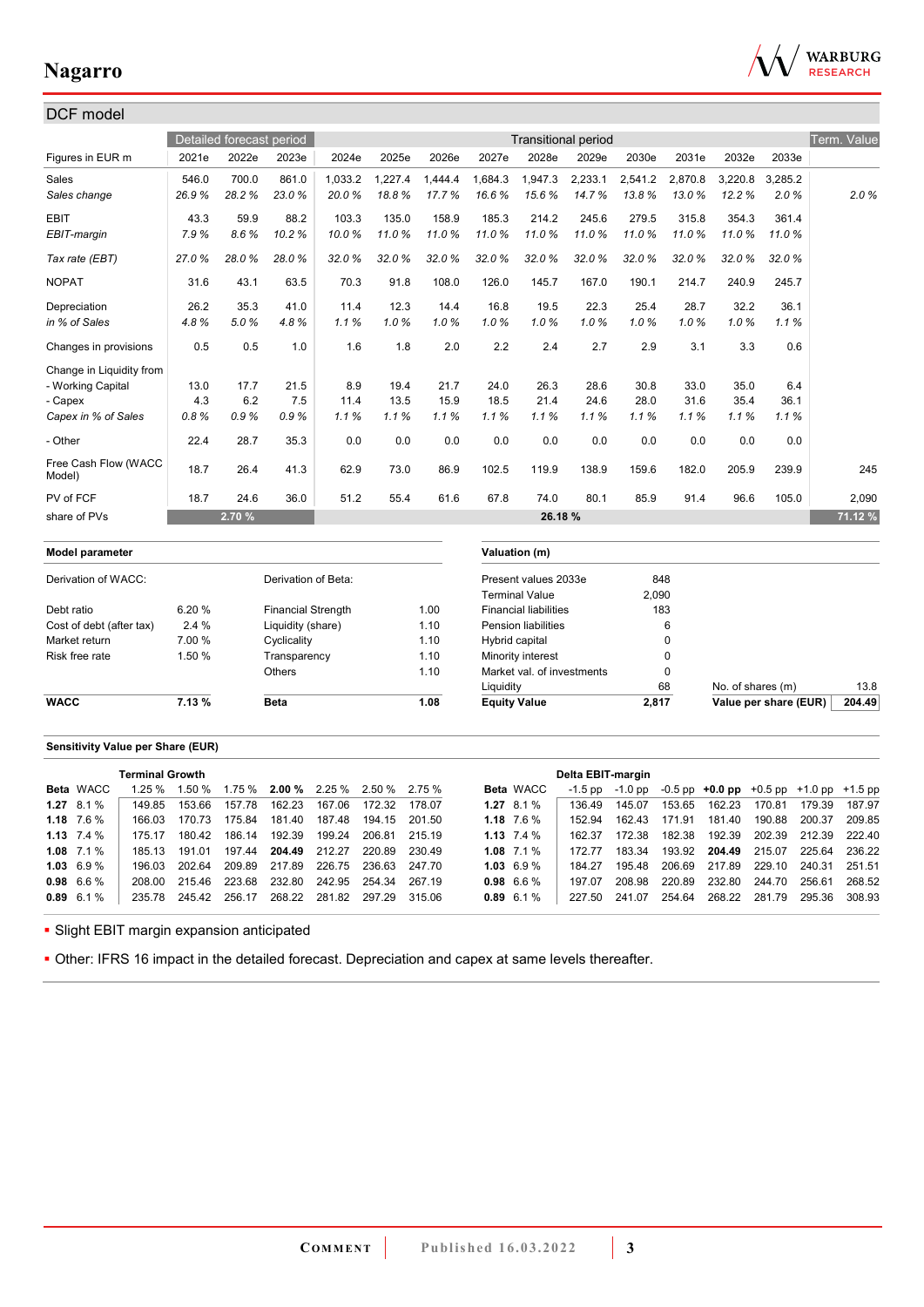## DCF model

| Figures in EUR m | Detailed forecast period | | | Transitional period | | | | | | | | | | Term. Value |
|---|---|---|---|---|---|---|---|---|---|---|---|---|---|---|
| | 2021e | 2022e | 2023e | 2024e | 2025e | 2026e | 2027e | 2028e | 2029e | 2030e | 2031e | 2032e | 2033e | |
| Sales | 546.0 | 700.0 | 861.0 | 1,033.2 | 1,227.4 | 1,444.4 | 1,684.3 | 1,947.3 | 2,233.1 | 2,541.2 | 2,870.8 | 3,220.8 | 3,285.2 | |
| *Sales change* | *26.9 %* | *28.2 %* | *23.0 %* | *20.0 %* | *18.8 %* | *17.7 %* | *16.6 %* | *15.6 %* | *14.7 %* | *13.8 %* | *13.0 %* | *12.2 %* | *2.0 %* | *2.0 %* |
| EBIT | 43.3 | 59.9 | 88.2 | 103.3 | 135.0 | 158.9 | 185.3 | 214.2 | 245.6 | 279.5 | 315.8 | 354.3 | 361.4 | |
| *EBIT-margin* | *7.9 %* | *8.6 %* | *10.2 %* | *10.0 %* | *11.0 %* | *11.0 %* | *11.0 %* | *11.0 %* | *11.0 %* | *11.0 %* | *11.0 %* | *11.0 %* | *11.0 %* | |
| *Tax rate (EBT)* | *27.0 %* | *28.0 %* | *28.0 %* | *32.0 %* | *32.0 %* | *32.0 %* | *32.0 %* | *32.0 %* | *32.0 %* | *32.0 %* | *32.0 %* | *32.0 %* | *32.0 %* | |
| NOPAT | 31.6 | 43.1 | 63.5 | 70.3 | 91.8 | 108.0 | 126.0 | 145.7 | 167.0 | 190.1 | 214.7 | 240.9 | 245.7 | |
| Depreciation | 26.2 | 35.3 | 41.0 | 11.4 | 12.3 | 14.4 | 16.8 | 19.5 | 22.3 | 25.4 | 28.7 | 32.2 | 36.1 | |
| *in % of Sales* | *4.8 %* | *5.0 %* | *4.8 %* | *1.1 %* | *1.0 %* | *1.0 %* | *1.0 %* | *1.0 %* | *1.0 %* | *1.0 %* | *1.0 %* | *1.0 %* | *1.1 %* | |
| Changes in provisions | 0.5 | 0.5 | 1.0 | 1.6 | 1.8 | 2.0 | 2.2 | 2.4 | 2.7 | 2.9 | 3.1 | 3.3 | 0.6 | |
| Change in Liquidity from | | | | | | | | | | | | | | |
| - Working Capital | 13.0 | 17.7 | 21.5 | 8.9 | 19.4 | 21.7 | 24.0 | 26.3 | 28.6 | 30.8 | 33.0 | 35.0 | 6.4 | |
| - Capex | 4.3 | 6.2 | 7.5 | 11.4 | 13.5 | 15.9 | 18.5 | 21.4 | 24.6 | 28.0 | 31.6 | 35.4 | 36.1 | |
| *Capex in % of Sales* | *0.8 %* | *0.9 %* | *0.9 %* | *1.1 %* | *1.1 %* | *1.1 %* | *1.1 %* | *1.1 %* | *1.1 %* | *1.1 %* | *1.1 %* | *1.1 %* | *1.1 %* | |
| - Other | 22.4 | 28.7 | 35.3 | 0.0 | 0.0 | 0.0 | 0.0 | 0.0 | 0.0 | 0.0 | 0.0 | 0.0 | 0.0 | |
| Free Cash Flow (WACC Model) | 18.7 | 26.4 | 41.3 | 62.9 | 73.0 | 86.9 | 102.5 | 119.9 | 138.9 | 159.6 | 182.0 | 205.9 | 239.9 | 245 |
| PV of FCF | 18.7 | 24.6 | 36.0 | 51.2 | 55.4 | 61.6 | 67.8 | 74.0 | 80.1 | 85.9 | 91.4 | 96.6 | 105.0 | 2,090 |
| share of PVs | | 2.70 % | | | | | | 26.18 % | | | | | | 71.12 % |

| Model parameter | | | |
|---|---|---|---|
| Derivation of WACC: | | Derivation of Beta: | |
| Debt ratio | 6.20 % | Financial Strength | 1.00 |
| Cost of debt (after tax) | 2.4 % | Liquidity (share) | 1.10 |
| Market return | 7.00 % | Cyclicality | 1.10 |
| Risk free rate | 1.50 % | Transparency | 1.10 |
| | | Others | 1.10 |
| **WACC** | **7.13 %** | **Beta** | **1.08** |

| Valuation (m) | | | |
|---|---|---|---|
| Present values 2033e | 848 | | |
| Terminal Value | 2,090 | | |
| Financial liabilities | 183 | | |
| Pension liabilities | 6 | | |
| Hybrid capital | 0 | | |
| Minority interest | 0 | | |
| Market val. of investments | 0 | | |
| Liquidity | 68 | No. of shares (m) | 13.8 |
| **Equity Value** | **2,817** | **Value per share (EUR)** | **204.49** |

**Sensitivity Value per Share (EUR)**

| | | Terminal Growth | | | | | | |
|---|---|---|---|---|---|---|---|---|
| **Beta** | WACC | 1.25 % | 1.50 % | 1.75 % | **2.00 %** | 2.25 % | 2.50 % | 2.75 % |
| **1.27** | 8.1 % | 149.85 | 153.66 | 157.78 | 162.23 | 167.06 | 172.32 | 178.07 |
| **1.18** | 7.6 % | 166.03 | 170.73 | 175.84 | 181.40 | 187.48 | 194.15 | 201.50 |
| **1.13** | 7.4 % | 175.17 | 180.42 | 186.14 | 192.39 | 199.24 | 206.81 | 215.19 |
| **1.08** | 7.1 % | 185.13 | 191.01 | 197.44 | **204.49** | 212.27 | 220.89 | 230.49 |
| **1.03** | 6.9 % | 196.03 | 202.64 | 209.89 | 217.89 | 226.75 | 236.63 | 247.70 |
| **0.98** | 6.6 % | 208.00 | 215.46 | 223.68 | 232.80 | 242.95 | 254.34 | 267.19 |
| **0.89** | 6.1 % | 235.78 | 245.42 | 256.17 | 268.22 | 281.82 | 297.29 | 315.06 |

| | | Delta EBIT-margin | | | | | | |
|---|---|---|---|---|---|---|---|---|
| **Beta** | WACC | -1.5 pp | -1.0 pp | -0.5 pp | **+0.0 pp** | +0.5 pp | +1.0 pp | +1.5 pp |
| **1.27** | 8.1 % | 136.49 | 145.07 | 153.65 | 162.23 | 170.81 | 179.39 | 187.97 |
| **1.18** | 7.6 % | 152.94 | 162.43 | 171.91 | 181.40 | 190.88 | 200.37 | 209.85 |
| **1.13** | 7.4 % | 162.37 | 172.38 | 182.38 | 192.39 | 202.39 | 212.39 | 222.40 |
| **1.08** | 7.1 % | 172.77 | 183.34 | 193.92 | **204.49** | 215.07 | 225.64 | 236.22 |
| **1.03** | 6.9 % | 184.27 | 195.48 | 206.69 | 217.89 | 229.10 | 240.31 | 251.51 |
| **0.98** | 6.6 % | 197.07 | 208.98 | 220.89 | 232.80 | 244.70 | 256.61 | 268.52 |
| **0.89** | 6.1 % | 227.50 | 241.07 | 254.64 | 268.22 | 281.79 | 295.36 | 308.93 |

- Slight EBIT margin expansion anticipated
- Other: IFRS 16 impact in the detailed forecast. Depreciation and capex at same levels thereafter.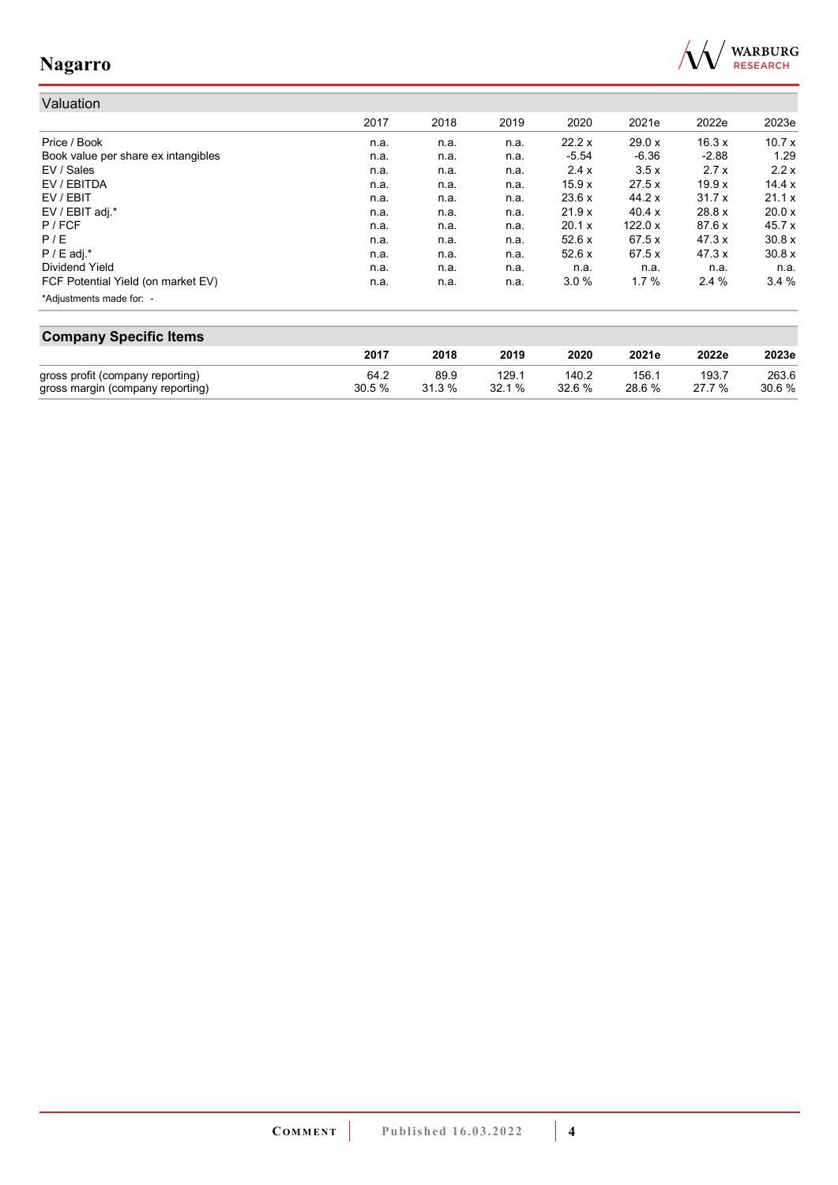## Valuation

| | 2017 | 2018 | 2019 | 2020 | 2021e | 2022e | 2023e |
|---|---|---|---|---|---|---|---|
| Price / Book | n.a. | n.a. | n.a. | 22.2 x | 29.0 x | 16.3 x | 10.7 x |
| Book value per share ex intangibles | n.a. | n.a. | n.a. | -5.54 | -6.36 | -2.88 | 1.29 |
| EV / Sales | n.a. | n.a. | n.a. | 2.4 x | 3.5 x | 2.7 x | 2.2 x |
| EV / EBITDA | n.a. | n.a. | n.a. | 15.9 x | 27.5 x | 19.9 x | 14.4 x |
| EV / EBIT | n.a. | n.a. | n.a. | 23.6 x | 44.2 x | 31.7 x | 21.1 x |
| EV / EBIT adj.* | n.a. | n.a. | n.a. | 21.9 x | 40.4 x | 28.8 x | 20.0 x |
| P / FCF | n.a. | n.a. | n.a. | 20.1 x | 122.0 x | 87.6 x | 45.7 x |
| P / E | n.a. | n.a. | n.a. | 52.6 x | 67.5 x | 47.3 x | 30.8 x |
| P / E adj.* | n.a. | n.a. | n.a. | 52.6 x | 67.5 x | 47.3 x | 30.8 x |
| Dividend Yield | n.a. | n.a. | n.a. | n.a. | n.a. | n.a. | n.a. |
| FCF Potential Yield (on market EV) | n.a. | n.a. | n.a. | 3.0 % | 1.7 % | 2.4 % | 3.4 % |

*Adjustments made for: -

## Company Specific Items

| | 2017 | 2018 | 2019 | 2020 | 2021e | 2022e | 2023e |
|---|---|---|---|---|---|---|---|
| gross profit (company reporting) | 64.2 | 89.9 | 129.1 | 140.2 | 156.1 | 193.7 | 263.6 |
| gross margin (company reporting) | 30.5 % | 31.3 % | 32.1 % | 32.6 % | 28.6 % | 27.7 % | 30.6 % |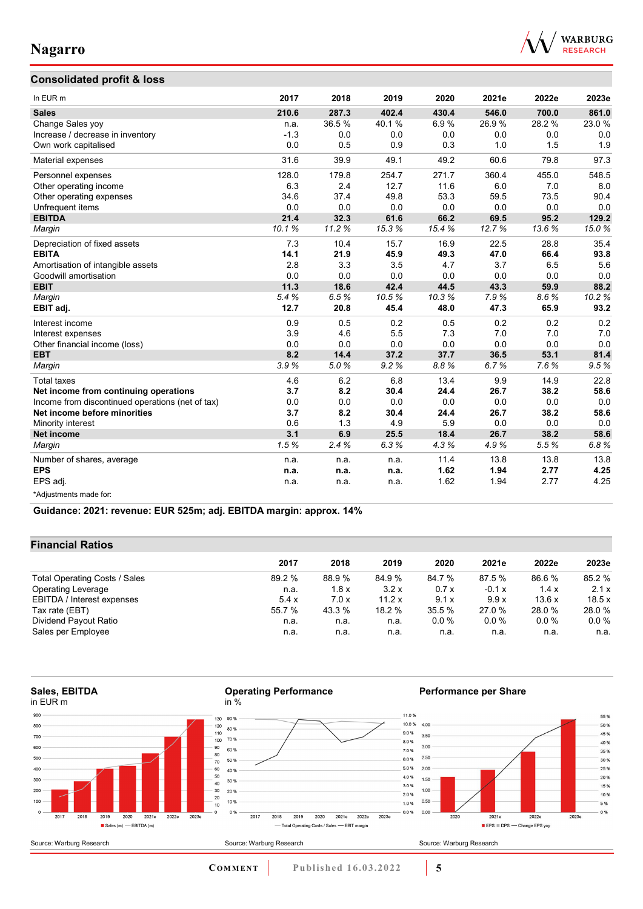## Consolidated profit & loss

| In EUR m | 2017 | 2018 | 2019 | 2020 | 2021e | 2022e | 2023e |
|---|---|---|---|---|---|---|---|
| **Sales** | **210.6** | **287.3** | **402.4** | **430.4** | **546.0** | **700.0** | **861.0** |
| Change Sales yoy | n.a. | 36.5 % | 40.1 % | 6.9 % | 26.9 % | 28.2 % | 23.0 % |
| Increase / decrease in inventory | -1.3 | 0.0 | 0.0 | 0.0 | 0.0 | 0.0 | 0.0 |
| Own work capitalised | 0.0 | 0.5 | 0.9 | 0.3 | 1.0 | 1.5 | 1.9 |
| Material expenses | 31.6 | 39.9 | 49.1 | 49.2 | 60.6 | 79.8 | 97.3 |
| Personnel expenses | 128.0 | 179.8 | 254.7 | 271.7 | 360.4 | 455.0 | 548.5 |
| Other operating income | 6.3 | 2.4 | 12.7 | 11.6 | 6.0 | 7.0 | 8.0 |
| Other operating expenses | 34.6 | 37.4 | 49.8 | 53.3 | 59.5 | 73.5 | 90.4 |
| Unfrequent items | 0.0 | 0.0 | 0.0 | 0.0 | 0.0 | 0.0 | 0.0 |
| **EBITDA** | **21.4** | **32.3** | **61.6** | **66.2** | **69.5** | **95.2** | **129.2** |
| *Margin* | *10.1 %* | *11.2 %* | *15.3 %* | *15.4 %* | *12.7 %* | *13.6 %* | *15.0 %* |
| Depreciation of fixed assets | 7.3 | 10.4 | 15.7 | 16.9 | 22.5 | 28.8 | 35.4 |
| **EBITA** | **14.1** | **21.9** | **45.9** | **49.3** | **47.0** | **66.4** | **93.8** |
| Amortisation of intangible assets | 2.8 | 3.3 | 3.5 | 4.7 | 3.7 | 6.5 | 5.6 |
| Goodwill amortisation | 0.0 | 0.0 | 0.0 | 0.0 | 0.0 | 0.0 | 0.0 |
| **EBIT** | **11.3** | **18.6** | **42.4** | **44.5** | **43.3** | **59.9** | **88.2** |
| *Margin* | *5.4 %* | *6.5 %* | *10.5 %* | *10.3 %* | *7.9 %* | *8.6 %* | *10.2 %* |
| **EBIT adj.** | **12.7** | **20.8** | **45.4** | **48.0** | **47.3** | **65.9** | **93.2** |
| Interest income | 0.9 | 0.5 | 0.2 | 0.5 | 0.2 | 0.2 | 0.2 |
| Interest expenses | 3.9 | 4.6 | 5.5 | 7.3 | 7.0 | 7.0 | 7.0 |
| Other financial income (loss) | 0.0 | 0.0 | 0.0 | 0.0 | 0.0 | 0.0 | 0.0 |
| **EBT** | **8.2** | **14.4** | **37.2** | **37.7** | **36.5** | **53.1** | **81.4** |
| *Margin* | *3.9 %* | *5.0 %* | *9.2 %* | *8.8 %* | *6.7 %* | *7.6 %* | *9.5 %* |
| Total taxes | 4.6 | 6.2 | 6.8 | 13.4 | 9.9 | 14.9 | 22.8 |
| **Net income from continuing operations** | **3.7** | **8.2** | **30.4** | **24.4** | **26.7** | **38.2** | **58.6** |
| Income from discontinued operations (net of tax) | 0.0 | 0.0 | 0.0 | 0.0 | 0.0 | 0.0 | 0.0 |
| **Net income before minorities** | **3.7** | **8.2** | **30.4** | **24.4** | **26.7** | **38.2** | **58.6** |
| Minority interest | 0.6 | 1.3 | 4.9 | 5.9 | 0.0 | 0.0 | 0.0 |
| **Net income** | **3.1** | **6.9** | **25.5** | **18.4** | **26.7** | **38.2** | **58.6** |
| *Margin* | *1.5 %* | *2.4 %* | *6.3 %* | *4.3 %* | *4.9 %* | *5.5 %* | *6.8 %* |
| Number of shares, average | n.a. | n.a. | n.a. | 11.4 | 13.8 | 13.8 | 13.8 |
| **EPS** | **n.a.** | **n.a.** | **n.a.** | **1.62** | **1.94** | **2.77** | **4.25** |
| EPS adj. | n.a. | n.a. | n.a. | 1.62 | 1.94 | 2.77 | 4.25 |

*Adjustments made for:

**Guidance: 2021: revenue: EUR 525m; adj. EBITDA margin: approx. 14%**

## Financial Ratios

| | 2017 | 2018 | 2019 | 2020 | 2021e | 2022e | 2023e |
|---|---|---|---|---|---|---|---|
| Total Operating Costs / Sales | 89.2 % | 88.9 % | 84.9 % | 84.7 % | 87.5 % | 86.6 % | 85.2 % |
| Operating Leverage | n.a. | 1.8 x | 3.2 x | 0.7 x | -0.1 x | 1.4 x | 2.1 x |
| EBITDA / Interest expenses | 5.4 x | 7.0 x | 11.2 x | 9.1 x | 9.9 x | 13.6 x | 18.5 x |
| Tax rate (EBT) | 55.7 % | 43.3 % | 18.2 % | 35.5 % | 27.0 % | 28.0 % | 28.0 % |
| Dividend Payout Ratio | n.a. | n.a. | n.a. | 0.0 % | 0.0 % | 0.0 % | 0.0 % |
| Sales per Employee | n.a. | n.a. | n.a. | n.a. | n.a. | n.a. | n.a. |

**Sales, EBITDA**
in EUR m

Source: Warburg Research

**Operating Performance**
in %

Source: Warburg Research

**Performance per Share**

Source: Warburg Research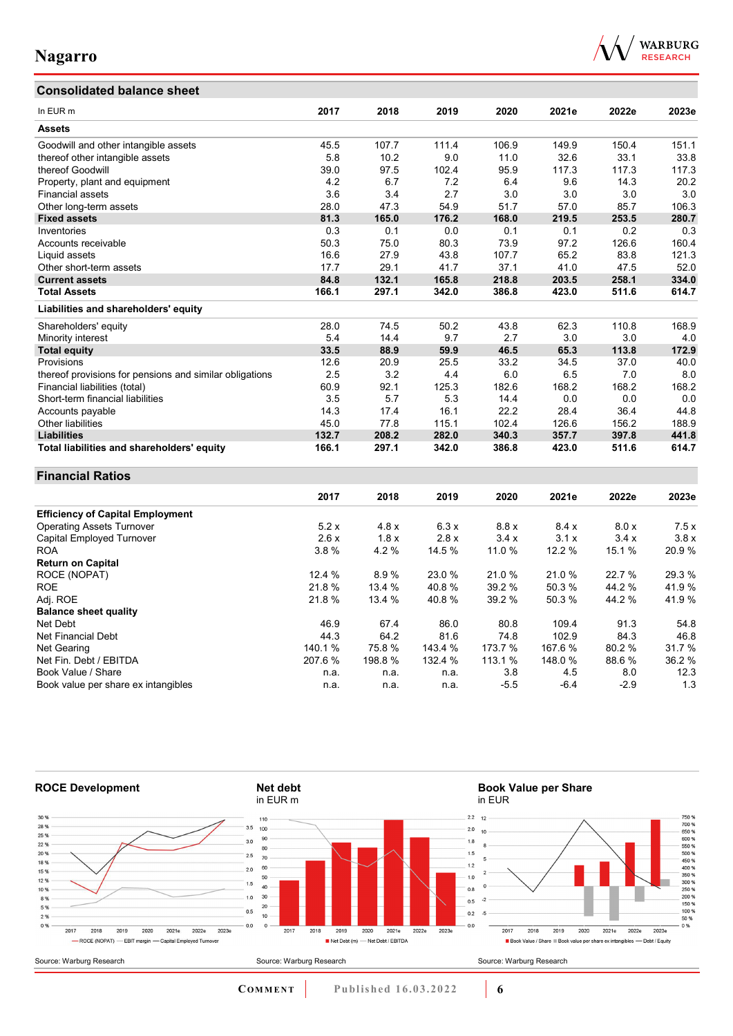## Consolidated balance sheet

| In EUR m | 2017 | 2018 | 2019 | 2020 | 2021e | 2022e | 2023e |
|---|---|---|---|---|---|---|---|
| **Assets** | | | | | | | |
| Goodwill and other intangible assets | 45.5 | 107.7 | 111.4 | 106.9 | 149.9 | 150.4 | 151.1 |
| thereof other intangible assets | 5.8 | 10.2 | 9.0 | 11.0 | 32.6 | 33.1 | 33.8 |
| thereof Goodwill | 39.0 | 97.5 | 102.4 | 95.9 | 117.3 | 117.3 | 117.3 |
| Property, plant and equipment | 4.2 | 6.7 | 7.2 | 6.4 | 9.6 | 14.3 | 20.2 |
| Financial assets | 3.6 | 3.4 | 2.7 | 3.0 | 3.0 | 3.0 | 3.0 |
| Other long-term assets | 28.0 | 47.3 | 54.9 | 51.7 | 57.0 | 85.7 | 106.3 |
| **Fixed assets** | **81.3** | **165.0** | **176.2** | **168.0** | **219.5** | **253.5** | **280.7** |
| Inventories | 0.3 | 0.1 | 0.0 | 0.1 | 0.1 | 0.2 | 0.3 |
| Accounts receivable | 50.3 | 75.0 | 80.3 | 73.9 | 97.2 | 126.6 | 160.4 |
| Liquid assets | 16.6 | 27.9 | 43.8 | 107.7 | 65.2 | 83.8 | 121.3 |
| Other short-term assets | 17.7 | 29.1 | 41.7 | 37.1 | 41.0 | 47.5 | 52.0 |
| **Current assets** | **84.8** | **132.1** | **165.8** | **218.8** | **203.5** | **258.1** | **334.0** |
| **Total Assets** | **166.1** | **297.1** | **342.0** | **386.8** | **423.0** | **511.6** | **614.7** |
| **Liabilities and shareholders' equity** | | | | | | | |
| Shareholders' equity | 28.0 | 74.5 | 50.2 | 43.8 | 62.3 | 110.8 | 168.9 |
| Minority interest | 5.4 | 14.4 | 9.7 | 2.7 | 3.0 | 3.0 | 4.0 |
| **Total equity** | **33.5** | **88.9** | **59.9** | **46.5** | **65.3** | **113.8** | **172.9** |
| Provisions | 12.6 | 20.9 | 25.5 | 33.2 | 34.5 | 37.0 | 40.0 |
| thereof provisions for pensions and similar obligations | 2.5 | 3.2 | 4.4 | 6.0 | 6.5 | 7.0 | 8.0 |
| Financial liabilities (total) | 60.9 | 92.1 | 125.3 | 182.6 | 168.2 | 168.2 | 168.2 |
| Short-term financial liabilities | 3.5 | 5.7 | 5.3 | 14.4 | 0.0 | 0.0 | 0.0 |
| Accounts payable | 14.3 | 17.4 | 16.1 | 22.2 | 28.4 | 36.4 | 44.8 |
| Other liabilities | 45.0 | 77.8 | 115.1 | 102.4 | 126.6 | 156.2 | 188.9 |
| **Liabilities** | **132.7** | **208.2** | **282.0** | **340.3** | **357.7** | **397.8** | **441.8** |
| **Total liabilities and shareholders' equity** | **166.1** | **297.1** | **342.0** | **386.8** | **423.0** | **511.6** | **614.7** |

## Financial Ratios

| | 2017 | 2018 | 2019 | 2020 | 2021e | 2022e | 2023e |
|---|---|---|---|---|---|---|---|
| **Efficiency of Capital Employment** | | | | | | | |
| Operating Assets Turnover | 5.2 x | 4.8 x | 6.3 x | 8.8 x | 8.4 x | 8.0 x | 7.5 x |
| Capital Employed Turnover | 2.6 x | 1.8 x | 2.8 x | 3.4 x | 3.1 x | 3.4 x | 3.8 x |
| ROA | 3.8 % | 4.2 % | 14.5 % | 11.0 % | 12.2 % | 15.1 % | 20.9 % |
| **Return on Capital** | | | | | | | |
| ROCE (NOPAT) | 12.4 % | 8.9 % | 23.0 % | 21.0 % | 21.0 % | 22.7 % | 29.3 % |
| ROE | 21.8 % | 13.4 % | 40.8 % | 39.2 % | 50.3 % | 44.2 % | 41.9 % |
| Adj. ROE | 21.8 % | 13.4 % | 40.8 % | 39.2 % | 50.3 % | 44.2 % | 41.9 % |
| **Balance sheet quality** | | | | | | | |
| Net Debt | 46.9 | 67.4 | 86.0 | 80.8 | 109.4 | 91.3 | 54.8 |
| Net Financial Debt | 44.3 | 64.2 | 81.6 | 74.8 | 102.9 | 84.3 | 46.8 |
| Net Gearing | 140.1 % | 75.8 % | 143.4 % | 173.7 % | 167.6 % | 80.2 % | 31.7 % |
| Net Fin. Debt / EBITDA | 207.6 % | 198.8 % | 132.4 % | 113.1 % | 148.0 % | 88.6 % | 36.2 % |
| Book Value / Share | n.a. | n.a. | n.a. | 3.8 | 4.5 | 8.0 | 12.3 |
| Book value per share ex intangibles | n.a. | n.a. | n.a. | -5.5 | -6.4 | -2.9 | 1.3 |

**ROCE Development**

Source: Warburg Research

**Net debt**
in EUR m

Source: Warburg Research

**Book Value per Share**
in EUR

Source: Warburg Research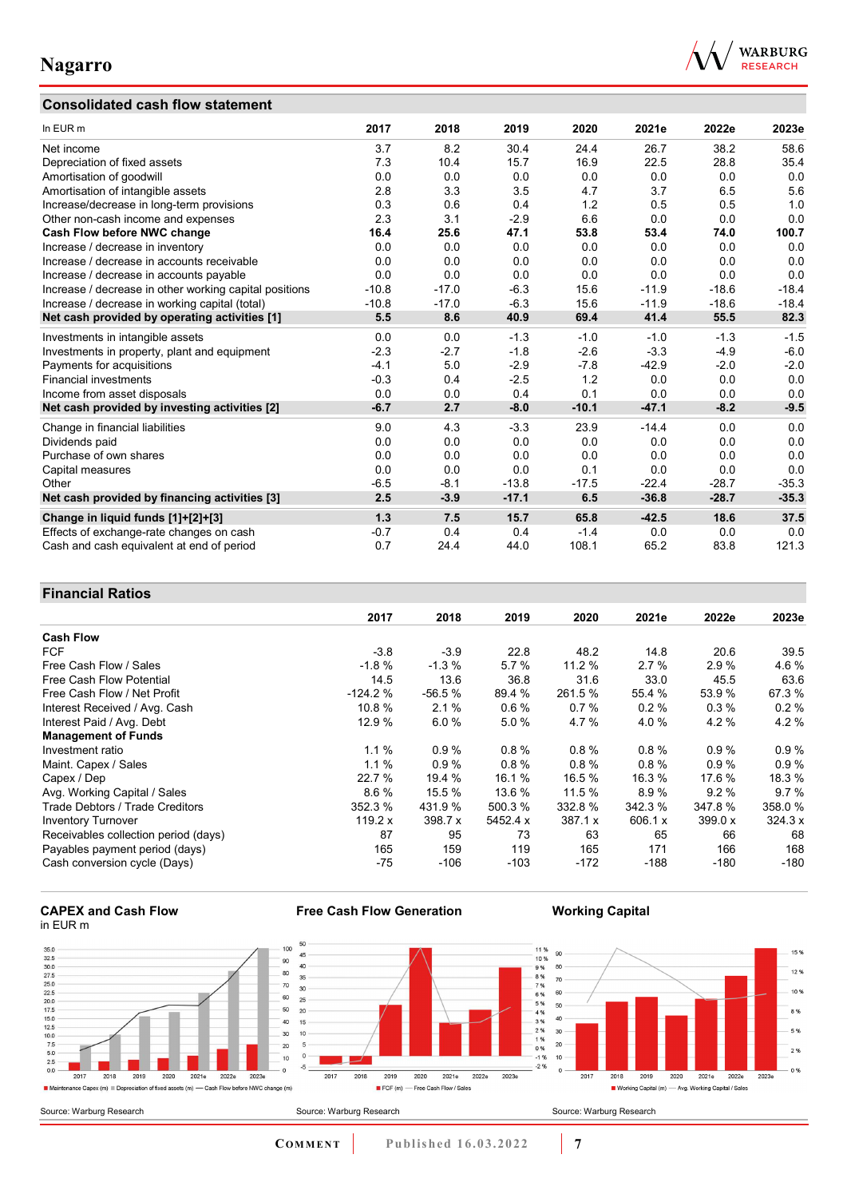## Consolidated cash flow statement

| In EUR m | 2017 | 2018 | 2019 | 2020 | 2021e | 2022e | 2023e |
|---|---|---|---|---|---|---|---|
| Net income | 3.7 | 8.2 | 30.4 | 24.4 | 26.7 | 38.2 | 58.6 |
| Depreciation of fixed assets | 7.3 | 10.4 | 15.7 | 16.9 | 22.5 | 28.8 | 35.4 |
| Amortisation of goodwill | 0.0 | 0.0 | 0.0 | 0.0 | 0.0 | 0.0 | 0.0 |
| Amortisation of intangible assets | 2.8 | 3.3 | 3.5 | 4.7 | 3.7 | 6.5 | 5.6 |
| Increase/decrease in long-term provisions | 0.3 | 0.6 | 0.4 | 1.2 | 0.5 | 0.5 | 1.0 |
| Other non-cash income and expenses | 2.3 | 3.1 | -2.9 | 6.6 | 0.0 | 0.0 | 0.0 |
| **Cash Flow before NWC change** | **16.4** | **25.6** | **47.1** | **53.8** | **53.4** | **74.0** | **100.7** |
| Increase / decrease in inventory | 0.0 | 0.0 | 0.0 | 0.0 | 0.0 | 0.0 | 0.0 |
| Increase / decrease in accounts receivable | 0.0 | 0.0 | 0.0 | 0.0 | 0.0 | 0.0 | 0.0 |
| Increase / decrease in accounts payable | 0.0 | 0.0 | 0.0 | 0.0 | 0.0 | 0.0 | 0.0 |
| Increase / decrease in other working capital positions | -10.8 | -17.0 | -6.3 | 15.6 | -11.9 | -18.6 | -18.4 |
| Increase / decrease in working capital (total) | -10.8 | -17.0 | -6.3 | 15.6 | -11.9 | -18.6 | -18.4 |
| **Net cash provided by operating activities [1]** | **5.5** | **8.6** | **40.9** | **69.4** | **41.4** | **55.5** | **82.3** |
| Investments in intangible assets | 0.0 | 0.0 | -1.3 | -1.0 | -1.0 | -1.3 | -1.5 |
| Investments in property, plant and equipment | -2.3 | -2.7 | -1.8 | -2.6 | -3.3 | -4.9 | -6.0 |
| Payments for acquisitions | -4.1 | 5.0 | -2.9 | -7.8 | -42.9 | -2.0 | -2.0 |
| Financial investments | -0.3 | 0.4 | -2.5 | 1.2 | 0.0 | 0.0 | 0.0 |
| Income from asset disposals | 0.0 | 0.0 | 0.4 | 0.1 | 0.0 | 0.0 | 0.0 |
| **Net cash provided by investing activities [2]** | **-6.7** | **2.7** | **-8.0** | **-10.1** | **-47.1** | **-8.2** | **-9.5** |
| Change in financial liabilities | 9.0 | 4.3 | -3.3 | 23.9 | -14.4 | 0.0 | 0.0 |
| Dividends paid | 0.0 | 0.0 | 0.0 | 0.0 | 0.0 | 0.0 | 0.0 |
| Purchase of own shares | 0.0 | 0.0 | 0.0 | 0.0 | 0.0 | 0.0 | 0.0 |
| Capital measures | 0.0 | 0.0 | 0.0 | 0.1 | 0.0 | 0.0 | 0.0 |
| Other | -6.5 | -8.1 | -13.8 | -17.5 | -22.4 | -28.7 | -35.3 |
| **Net cash provided by financing activities [3]** | **2.5** | **-3.9** | **-17.1** | **6.5** | **-36.8** | **-28.7** | **-35.3** |
| **Change in liquid funds [1]+[2]+[3]** | **1.3** | **7.5** | **15.7** | **65.8** | **-42.5** | **18.6** | **37.5** |
| Effects of exchange-rate changes on cash | -0.7 | 0.4 | 0.4 | -1.4 | 0.0 | 0.0 | 0.0 |
| Cash and cash equivalent at end of period | 0.7 | 24.4 | 44.0 | 108.1 | 65.2 | 83.8 | 121.3 |

## Financial Ratios

| | 2017 | 2018 | 2019 | 2020 | 2021e | 2022e | 2023e |
|---|---|---|---|---|---|---|---|
| **Cash Flow** | | | | | | | |
| FCF | -3.8 | -3.9 | 22.8 | 48.2 | 14.8 | 20.6 | 39.5 |
| Free Cash Flow / Sales | -1.8 % | -1.3 % | 5.7 % | 11.2 % | 2.7 % | 2.9 % | 4.6 % |
| Free Cash Flow Potential | 14.5 | 13.6 | 36.8 | 31.6 | 33.0 | 45.5 | 63.6 |
| Free Cash Flow / Net Profit | -124.2 % | -56.5 % | 89.4 % | 261.5 % | 55.4 % | 53.9 % | 67.3 % |
| Interest Received / Avg. Cash | 10.8 % | 2.1 % | 0.6 % | 0.7 % | 0.2 % | 0.3 % | 0.2 % |
| Interest Paid / Avg. Debt | 12.9 % | 6.0 % | 5.0 % | 4.7 % | 4.0 % | 4.2 % | 4.2 % |
| **Management of Funds** | | | | | | | |
| Investment ratio | 1.1 % | 0.9 % | 0.8 % | 0.8 % | 0.8 % | 0.9 % | 0.9 % |
| Maint. Capex / Sales | 1.1 % | 0.9 % | 0.8 % | 0.8 % | 0.8 % | 0.9 % | 0.9 % |
| Capex / Dep | 22.7 % | 19.4 % | 16.1 % | 16.5 % | 16.3 % | 17.6 % | 18.3 % |
| Avg. Working Capital / Sales | 8.6 % | 15.5 % | 13.6 % | 11.5 % | 8.9 % | 9.2 % | 9.7 % |
| Trade Debtors / Trade Creditors | 352.3 % | 431.9 % | 500.3 % | 332.8 % | 342.3 % | 347.8 % | 358.0 % |
| Inventory Turnover | 119.2 x | 398.7 x | 5452.4 x | 387.1 x | 606.1 x | 399.0 x | 324.3 x |
| Receivables collection period (days) | 87 | 95 | 73 | 63 | 65 | 66 | 68 |
| Payables payment period (days) | 165 | 159 | 119 | 165 | 171 | 166 | 168 |
| Cash conversion cycle (Days) | -75 | -106 | -103 | -172 | -188 | -180 | -180 |

**CAPEX and Cash Flow**
in EUR m

Maintenance Capex (m) / Depreciation of fixed assets (m) / Cash Flow before NWC change (m)

Source: Warburg Research

**Free Cash Flow Generation**

FCF (m) / Free Cash Flow / Sales

Source: Warburg Research

**Working Capital**

Working Capital (m) / Avg. Working Capital / Sales

Source: Warburg Research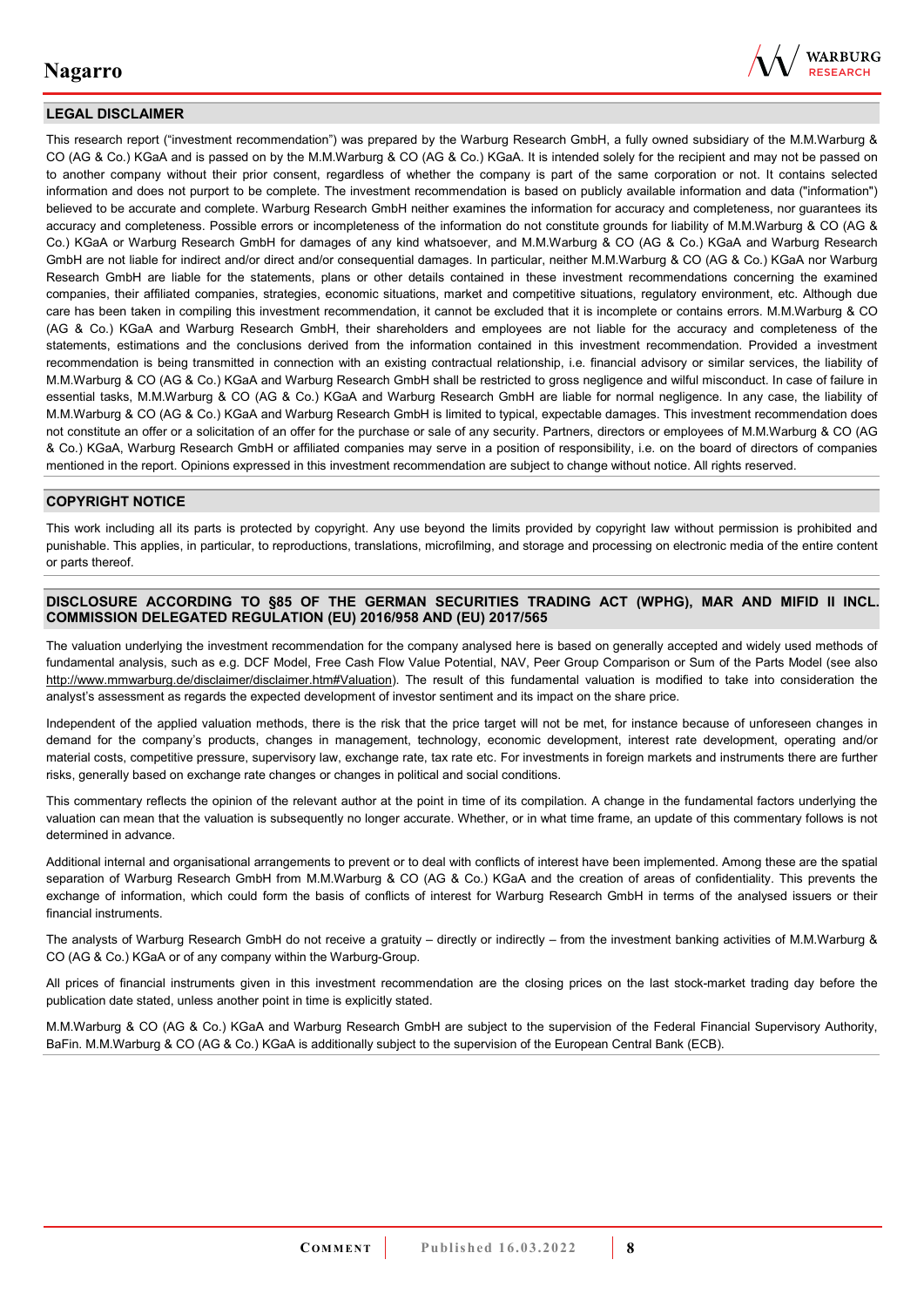## LEGAL DISCLAIMER

This research report ("investment recommendation") was prepared by the Warburg Research GmbH, a fully owned subsidiary of the M.M.Warburg & CO (AG & Co.) KGaA and is passed on by the M.M.Warburg & CO (AG & Co.) KGaA. It is intended solely for the recipient and may not be passed on to another company without their prior consent, regardless of whether the company is part of the same corporation or not. It contains selected information and does not purport to be complete. The investment recommendation is based on publicly available information and data ("information") believed to be accurate and complete. Warburg Research GmbH neither examines the information for accuracy and completeness, nor guarantees its accuracy and completeness. Possible errors or incompleteness of the information do not constitute grounds for liability of M.M.Warburg & CO (AG & Co.) KGaA or Warburg Research GmbH for damages of any kind whatsoever, and M.M.Warburg & CO (AG & Co.) KGaA and Warburg Research GmbH are not liable for indirect and/or direct and/or consequential damages. In particular, neither M.M.Warburg & CO (AG & Co.) KGaA nor Warburg Research GmbH are liable for the statements, plans or other details contained in these investment recommendations concerning the examined companies, their affiliated companies, strategies, economic situations, market and competitive situations, regulatory environment, etc. Although due care has been taken in compiling this investment recommendation, it cannot be excluded that it is incomplete or contains errors. M.M.Warburg & CO (AG & Co.) KGaA and Warburg Research GmbH, their shareholders and employees are not liable for the accuracy and completeness of the statements, estimations and the conclusions derived from the information contained in this investment recommendation. Provided a investment recommendation is being transmitted in connection with an existing contractual relationship, i.e. financial advisory or similar services, the liability of M.M.Warburg & CO (AG & Co.) KGaA and Warburg Research GmbH shall be restricted to gross negligence and wilful misconduct. In case of failure in essential tasks, M.M.Warburg & CO (AG & Co.) KGaA and Warburg Research GmbH are liable for normal negligence. In any case, the liability of M.M.Warburg & CO (AG & Co.) KGaA and Warburg Research GmbH is limited to typical, expectable damages. This investment recommendation does not constitute an offer or a solicitation of an offer for the purchase or sale of any security. Partners, directors or employees of M.M.Warburg & CO (AG & Co.) KGaA, Warburg Research GmbH or affiliated companies may serve in a position of responsibility, i.e. on the board of directors of companies mentioned in the report. Opinions expressed in this investment recommendation are subject to change without notice. All rights reserved.

## COPYRIGHT NOTICE

This work including all its parts is protected by copyright. Any use beyond the limits provided by copyright law without permission is prohibited and punishable. This applies, in particular, to reproductions, translations, microfilming, and storage and processing on electronic media of the entire content or parts thereof.

## DISCLOSURE ACCORDING TO §85 OF THE GERMAN SECURITIES TRADING ACT (WPHG), MAR AND MIFID II INCL. COMMISSION DELEGATED REGULATION (EU) 2016/958 AND (EU) 2017/565

The valuation underlying the investment recommendation for the company analysed here is based on generally accepted and widely used methods of fundamental analysis, such as e.g. DCF Model, Free Cash Flow Value Potential, NAV, Peer Group Comparison or Sum of the Parts Model (see also http://www.mmwarburg.de/disclaimer/disclaimer.htm#Valuation). The result of this fundamental valuation is modified to take into consideration the analyst's assessment as regards the expected development of investor sentiment and its impact on the share price.

Independent of the applied valuation methods, there is the risk that the price target will not be met, for instance because of unforeseen changes in demand for the company's products, changes in management, technology, economic development, interest rate development, operating and/or material costs, competitive pressure, supervisory law, exchange rate, tax rate etc. For investments in foreign markets and instruments there are further risks, generally based on exchange rate changes or changes in political and social conditions.

This commentary reflects the opinion of the relevant author at the point in time of its compilation. A change in the fundamental factors underlying the valuation can mean that the valuation is subsequently no longer accurate. Whether, or in what time frame, an update of this commentary follows is not determined in advance.

Additional internal and organisational arrangements to prevent or to deal with conflicts of interest have been implemented. Among these are the spatial separation of Warburg Research GmbH from M.M.Warburg & CO (AG & Co.) KGaA and the creation of areas of confidentiality. This prevents the exchange of information, which could form the basis of conflicts of interest for Warburg Research GmbH in terms of the analysed issuers or their financial instruments.

The analysts of Warburg Research GmbH do not receive a gratuity – directly or indirectly – from the investment banking activities of M.M.Warburg & CO (AG & Co.) KGaA or of any company within the Warburg-Group.

All prices of financial instruments given in this investment recommendation are the closing prices on the last stock-market trading day before the publication date stated, unless another point in time is explicitly stated.

M.M.Warburg & CO (AG & Co.) KGaA and Warburg Research GmbH are subject to the supervision of the Federal Financial Supervisory Authority, BaFin. M.M.Warburg & CO (AG & Co.) KGaA is additionally subject to the supervision of the European Central Bank (ECB).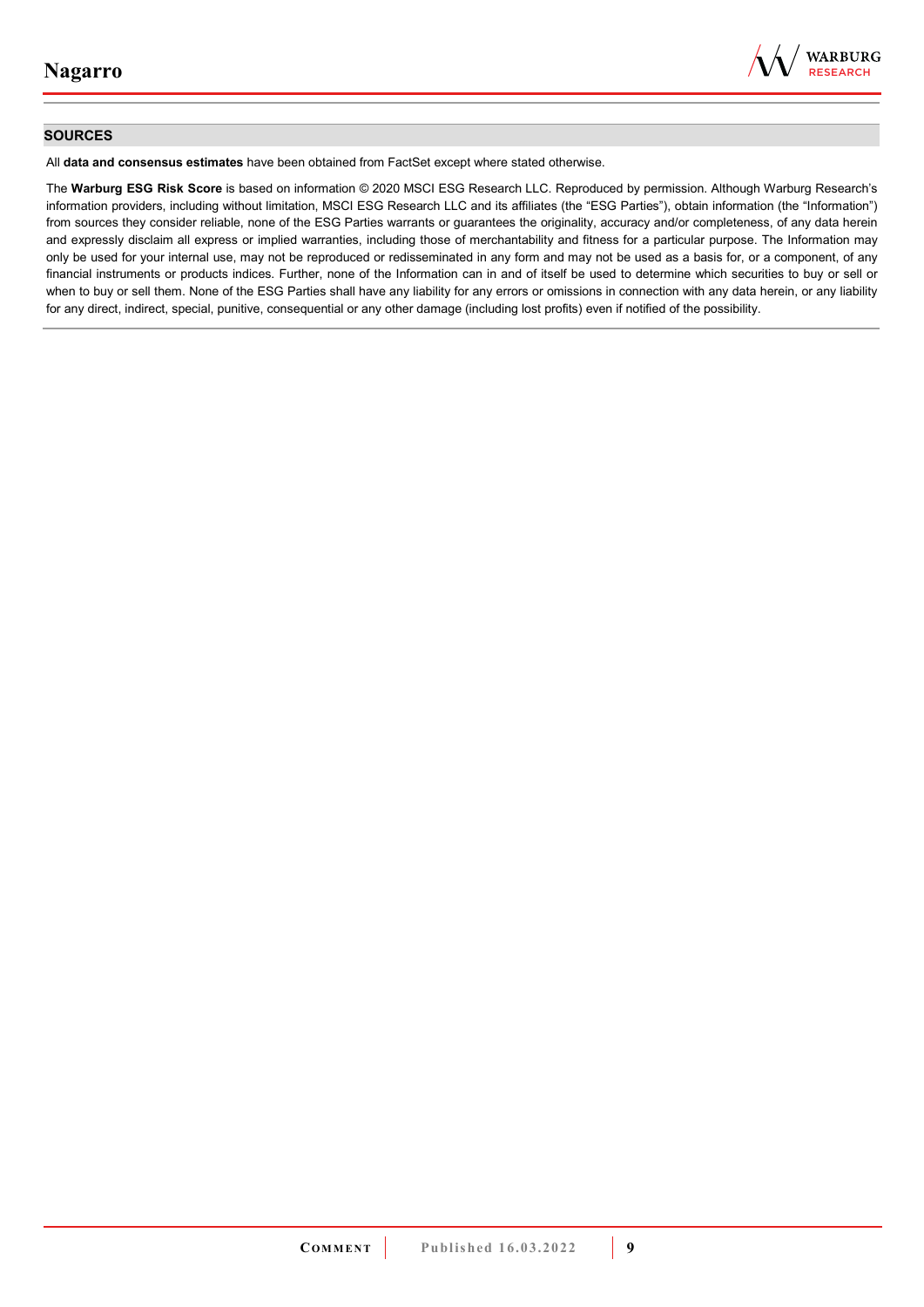## SOURCES

All **data and consensus estimates** have been obtained from FactSet except where stated otherwise.

The **Warburg ESG Risk Score** is based on information © 2020 MSCI ESG Research LLC. Reproduced by permission. Although Warburg Research's information providers, including without limitation, MSCI ESG Research LLC and its affiliates (the "ESG Parties"), obtain information (the "Information") from sources they consider reliable, none of the ESG Parties warrants or guarantees the originality, accuracy and/or completeness, of any data herein and expressly disclaim all express or implied warranties, including those of merchantability and fitness for a particular purpose. The Information may only be used for your internal use, may not be reproduced or redisseminated in any form and may not be used as a basis for, or a component, of any financial instruments or products indices. Further, none of the Information can in and of itself be used to determine which securities to buy or sell or when to buy or sell them. None of the ESG Parties shall have any liability for any errors or omissions in connection with any data herein, or any liability for any direct, indirect, special, punitive, consequential or any other damage (including lost profits) even if notified of the possibility.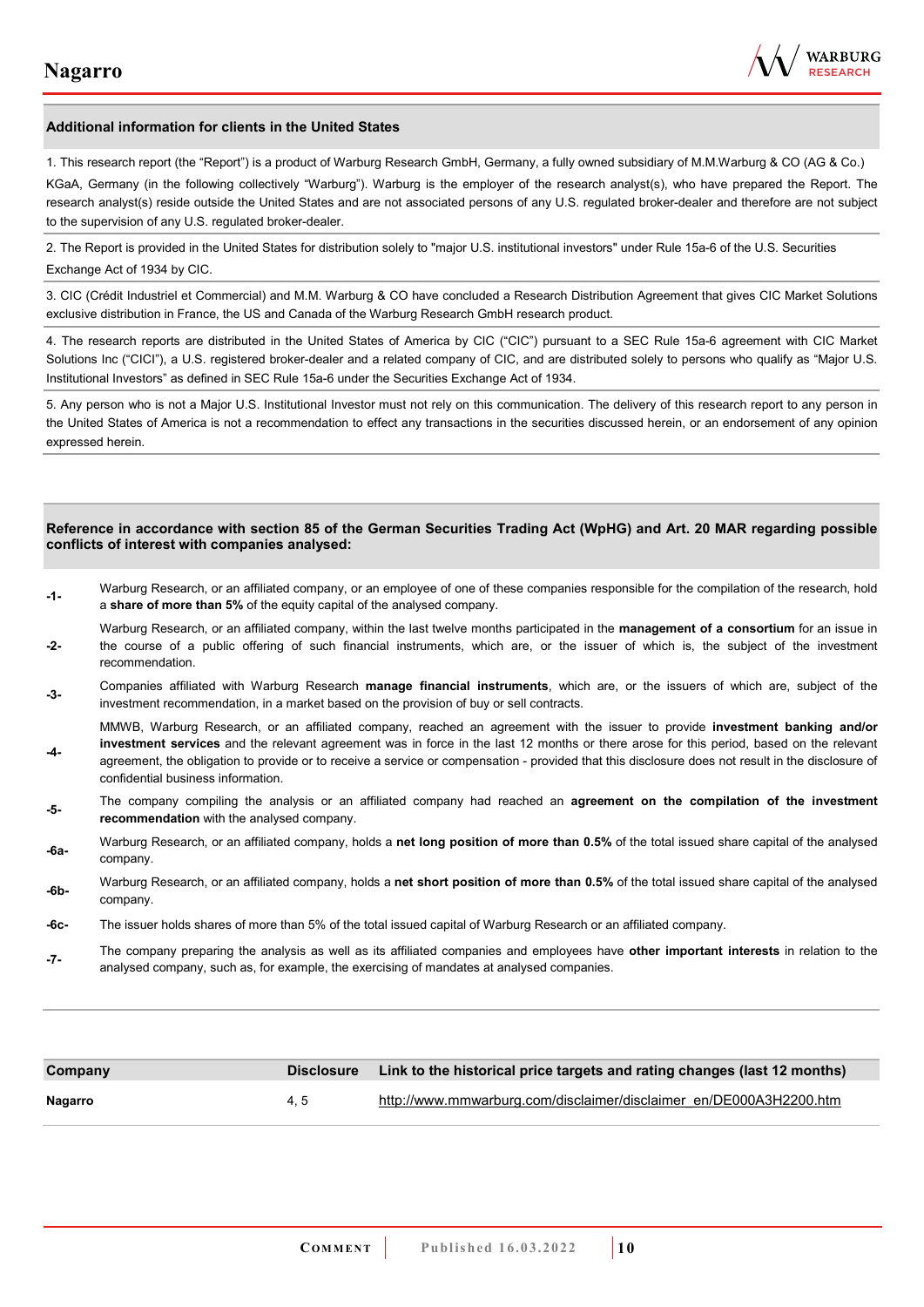## Additional information for clients in the United States

1. This research report (the "Report") is a product of Warburg Research GmbH, Germany, a fully owned subsidiary of M.M.Warburg & CO (AG & Co.) KGaA, Germany (in the following collectively "Warburg"). Warburg is the employer of the research analyst(s), who have prepared the Report. The research analyst(s) reside outside the United States and are not associated persons of any U.S. regulated broker-dealer and therefore are not subject to the supervision of any U.S. regulated broker-dealer.

2. The Report is provided in the United States for distribution solely to "major U.S. institutional investors" under Rule 15a-6 of the U.S. Securities Exchange Act of 1934 by CIC.

3. CIC (Crédit Industriel et Commercial) and M.M. Warburg & CO have concluded a Research Distribution Agreement that gives CIC Market Solutions exclusive distribution in France, the US and Canada of the Warburg Research GmbH research product.

4. The research reports are distributed in the United States of America by CIC ("CIC") pursuant to a SEC Rule 15a-6 agreement with CIC Market Solutions Inc ("CICI"), a U.S. registered broker-dealer and a related company of CIC, and are distributed solely to persons who qualify as "Major U.S. Institutional Investors" as defined in SEC Rule 15a-6 under the Securities Exchange Act of 1934.

5. Any person who is not a Major U.S. Institutional Investor must not rely on this communication. The delivery of this research report to any person in the United States of America is not a recommendation to effect any transactions in the securities discussed herein, or an endorsement of any opinion expressed herein.

## Reference in accordance with section 85 of the German Securities Trading Act (WpHG) and Art. 20 MAR regarding possible conflicts of interest with companies analysed:

- **-1-** Warburg Research, or an affiliated company, or an employee of one of these companies responsible for the compilation of the research, hold a **share of more than 5%** of the equity capital of the analysed company.
- **-2-** Warburg Research, or an affiliated company, within the last twelve months participated in the **management of a consortium** for an issue in the course of a public offering of such financial instruments, which are, or the issuer of which is, the subject of the investment recommendation.
- **-3-** Companies affiliated with Warburg Research **manage financial instruments**, which are, or the issuers of which are, subject of the investment recommendation, in a market based on the provision of buy or sell contracts.
- **-4-** MMWB, Warburg Research, or an affiliated company, reached an agreement with the issuer to provide **investment banking and/or investment services** and the relevant agreement was in force in the last 12 months or there arose for this period, based on the relevant agreement, the obligation to provide or to receive a service or compensation - provided that this disclosure does not result in the disclosure of confidential business information.
- **-5-** The company compiling the analysis or an affiliated company had reached an **agreement on the compilation of the investment recommendation** with the analysed company.
- **-6a-** Warburg Research, or an affiliated company, holds a **net long position of more than 0.5%** of the total issued share capital of the analysed company.
- **-6b-** Warburg Research, or an affiliated company, holds a **net short position of more than 0.5%** of the total issued share capital of the analysed company.
- **-6c-** The issuer holds shares of more than 5% of the total issued capital of Warburg Research or an affiliated company.
- **-7-** The company preparing the analysis as well as its affiliated companies and employees have **other important interests** in relation to the analysed company, such as, for example, the exercising of mandates at analysed companies.

| Company | Disclosure | Link to the historical price targets and rating changes (last 12 months) |
|---|---|---|
| **Nagarro** | 4, 5 | http://www.mmwarburg.com/disclaimer/disclaimer_en/DE000A3H2200.htm |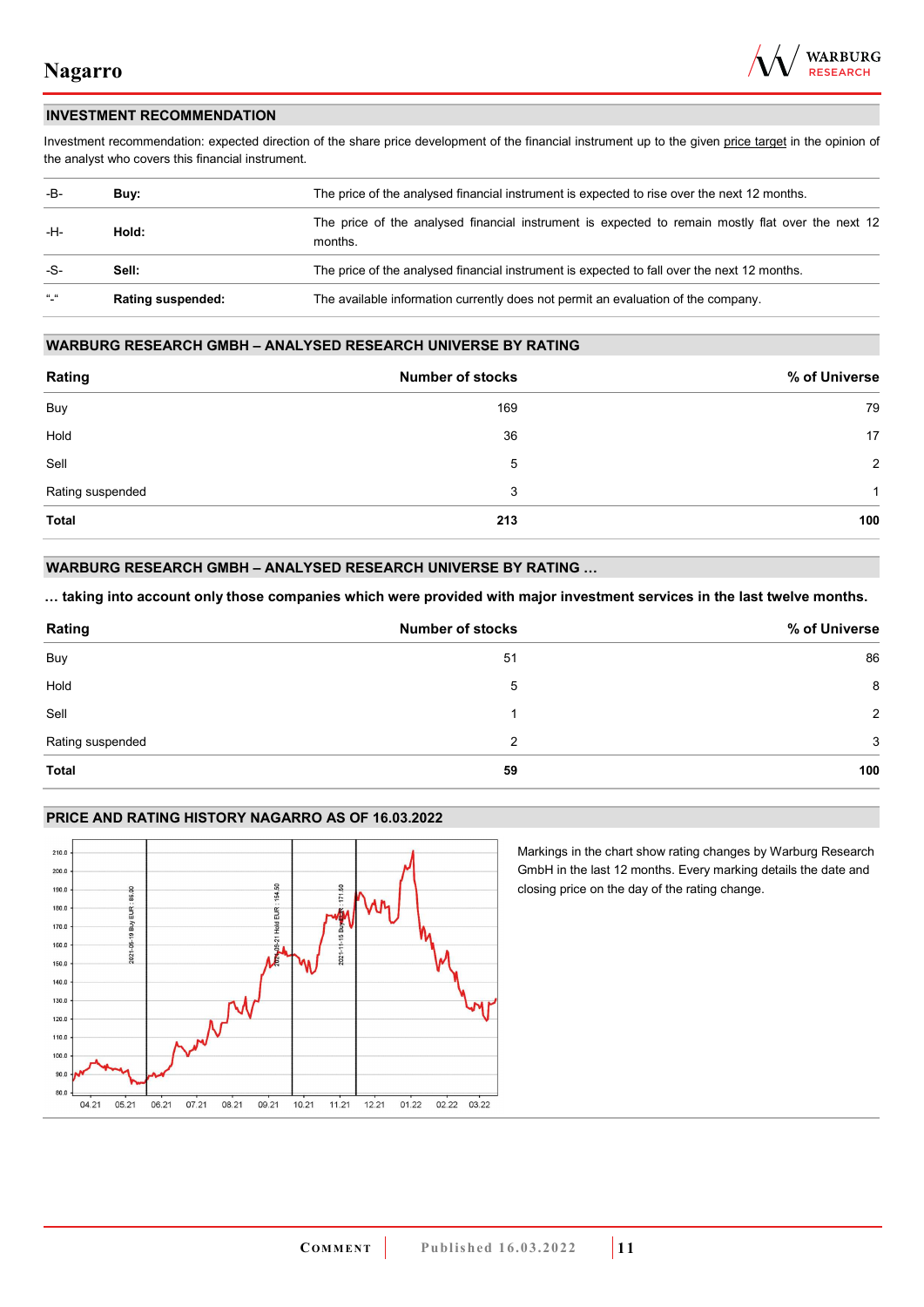## INVESTMENT RECOMMENDATION

Investment recommendation: expected direction of the share price development of the financial instrument up to the given price target in the opinion of the analyst who covers this financial instrument.

| | | |
|---|---|---|
| -B- | **Buy:** | The price of the analysed financial instrument is expected to rise over the next 12 months. |
| -H- | **Hold:** | The price of the analysed financial instrument is expected to remain mostly flat over the next 12 months. |
| -S- | **Sell:** | The price of the analysed financial instrument is expected to fall over the next 12 months. |
| "-" | **Rating suspended:** | The available information currently does not permit an evaluation of the company. |

## WARBURG RESEARCH GMBH – ANALYSED RESEARCH UNIVERSE BY RATING

| Rating | Number of stocks | % of Universe |
|---|---|---|
| Buy | 169 | 79 |
| Hold | 36 | 17 |
| Sell | 5 | 2 |
| Rating suspended | 3 | 1 |
| **Total** | **213** | **100** |

## WARBURG RESEARCH GMBH – ANALYSED RESEARCH UNIVERSE BY RATING …

**… taking into account only those companies which were provided with major investment services in the last twelve months.**

| Rating | Number of stocks | % of Universe |
|---|---|---|
| Buy | 51 | 86 |
| Hold | 5 | 8 |
| Sell | 1 | 2 |
| Rating suspended | 2 | 3 |
| **Total** | **59** | **100** |

## PRICE AND RATING HISTORY NAGARRO AS OF 16.03.2022

Markings in the chart show rating changes by Warburg Research GmbH in the last 12 months. Every marking details the date and closing price on the day of the rating change.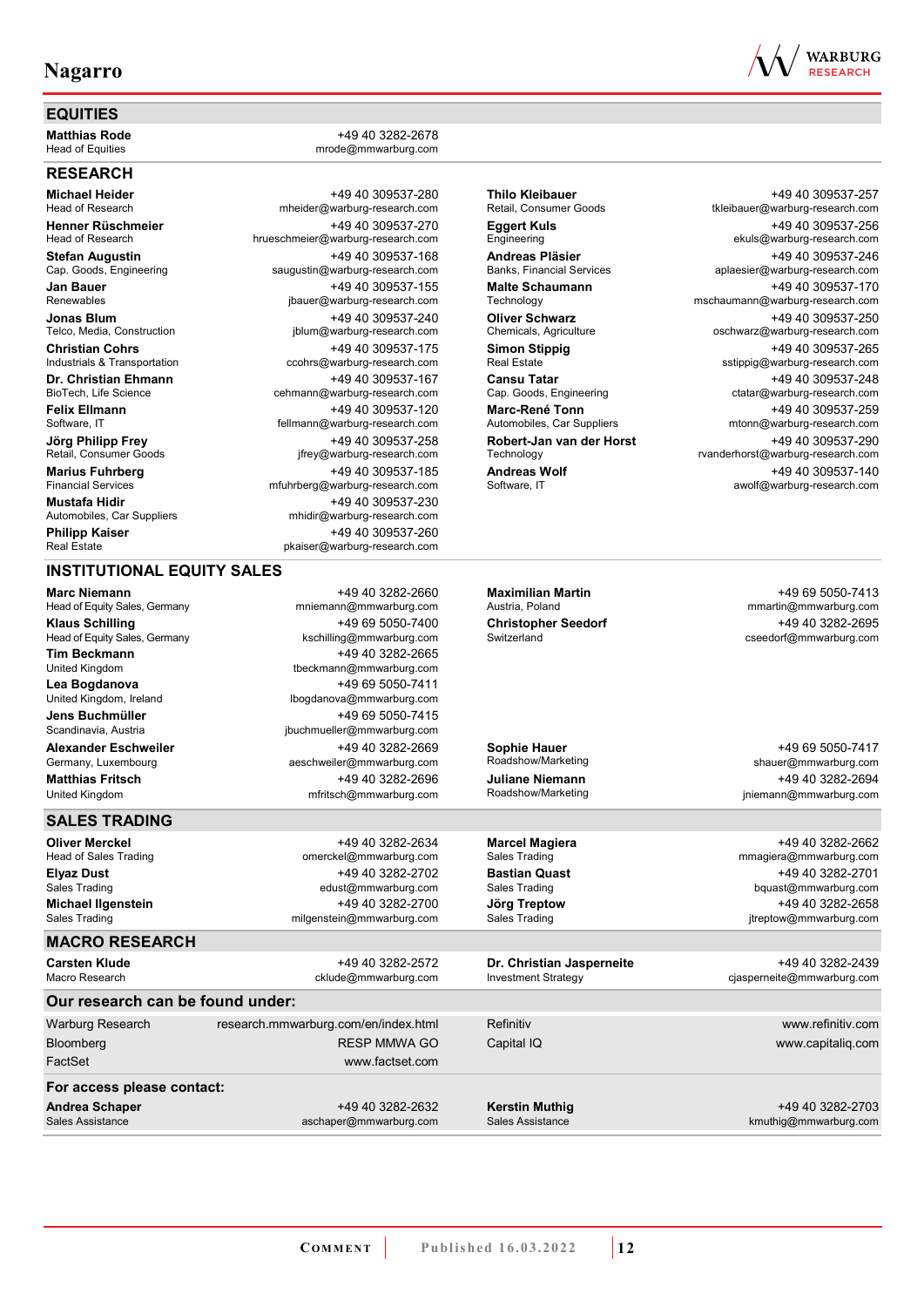## EQUITIES

**Matthias Rode** +49 40 3282-2678
Head of Equities mrode@mmwarburg.com

## RESEARCH

| | | | |
|---|---|---|---|
| **Michael Heider**<br>Head of Research | +49 40 309537-280<br>mheider@warburg-research.com | **Thilo Kleibauer**<br>Retail, Consumer Goods | +49 40 309537-257<br>tkleibauer@warburg-research.com |
| **Henner Rüschmeier**<br>Head of Research | +49 40 309537-270<br>hrueschmeier@warburg-research.com | **Eggert Kuls**<br>Engineering | +49 40 309537-256<br>ekuls@warburg-research.com |
| **Stefan Augustin**<br>Cap. Goods, Engineering | +49 40 309537-168<br>saugustin@warburg-research.com | **Andreas Pläsier**<br>Banks, Financial Services | +49 40 309537-246<br>aplaesier@warburg-research.com |
| **Jan Bauer**<br>Renewables | +49 40 309537-155<br>jbauer@warburg-research.com | **Malte Schaumann**<br>Technology | +49 40 309537-170<br>mschaumann@warburg-research.com |
| **Jonas Blum**<br>Telco, Media, Construction | +49 40 309537-240<br>jblum@warburg-research.com | **Oliver Schwarz**<br>Chemicals, Agriculture | +49 40 309537-250<br>oschwarz@warburg-research.com |
| **Christian Cohrs**<br>Industrials & Transportation | +49 40 309537-175<br>ccohrs@warburg-research.com | **Simon Stippig**<br>Real Estate | +49 40 309537-265<br>sstippig@warburg-research.com |
| **Dr. Christian Ehmann**<br>BioTech, Life Science | +49 40 309537-167<br>cehmann@warburg-research.com | **Cansu Tatar**<br>Cap. Goods, Engineering | +49 40 309537-248<br>ctatar@warburg-research.com |
| **Felix Ellmann**<br>Software, IT | +49 40 309537-120<br>fellmann@warburg-research.com | **Marc-René Tonn**<br>Automobiles, Car Suppliers | +49 40 309537-259<br>mtonn@warburg-research.com |
| **Jörg Philipp Frey**<br>Retail, Consumer Goods | +49 40 309537-258<br>jfrey@warburg-research.com | **Robert-Jan van der Horst**<br>Technology | +49 40 309537-290<br>rvanderhorst@warburg-research.com |
| **Marius Fuhrberg**<br>Financial Services | +49 40 309537-185<br>mfuhrberg@warburg-research.com | **Andreas Wolf**<br>Software, IT | +49 40 309537-140<br>awolf@warburg-research.com |
| **Mustafa Hidir**<br>Automobiles, Car Suppliers | +49 40 309537-230<br>mhidir@warburg-research.com | | |
| **Philipp Kaiser**<br>Real Estate | +49 40 309537-260<br>pkaiser@warburg-research.com | | |

## INSTITUTIONAL EQUITY SALES

| | | | |
|---|---|---|---|
| **Marc Niemann**<br>Head of Equity Sales, Germany | +49 40 3282-2660<br>mniemann@mmwarburg.com | **Maximilian Martin**<br>Austria, Poland | +49 69 5050-7413<br>mmartin@mmwarburg.com |
| **Klaus Schilling**<br>Head of Equity Sales, Germany | +49 69 5050-7400<br>kschilling@mmwarburg.com | **Christopher Seedorf**<br>Switzerland | +49 40 3282-2695<br>cseedorf@mmwarburg.com |
| **Tim Beckmann**<br>United Kingdom | +49 40 3282-2665<br>tbeckmann@mmwarburg.com | | |
| **Lea Bogdanova**<br>United Kingdom, Ireland | +49 69 5050-7411<br>lbogdanova@mmwarburg.com | | |
| **Jens Buchmüller**<br>Scandinavia, Austria | +49 69 5050-7415<br>jbuchmueller@mmwarburg.com | | |
| **Alexander Eschweiler**<br>Germany, Luxembourg | +49 40 3282-2669<br>aeschweiler@mmwarburg.com | **Sophie Hauer**<br>Roadshow/Marketing | +49 69 5050-7417<br>shauer@mmwarburg.com |
| **Matthias Fritsch**<br>United Kingdom | +49 40 3282-2696<br>mfritsch@mmwarburg.com | **Juliane Niemann**<br>Roadshow/Marketing | +49 40 3282-2694<br>jniemann@mmwarburg.com |

## SALES TRADING

| | | | |
|---|---|---|---|
| **Oliver Merckel**<br>Head of Sales Trading | +49 40 3282-2634<br>omerckel@mmwarburg.com | **Marcel Magiera**<br>Sales Trading | +49 40 3282-2662<br>mmagiera@mmwarburg.com |
| **Elyaz Dust**<br>Sales Trading | +49 40 3282-2702<br>edust@mmwarburg.com | **Bastian Quast**<br>Sales Trading | +49 40 3282-2701<br>bquast@mmwarburg.com |
| **Michael Ilgenstein**<br>Sales Trading | +49 40 3282-2700<br>milgenstein@mmwarburg.com | **Jörg Treptow**<br>Sales Trading | +49 40 3282-2658<br>jtreptow@mmwarburg.com |

## MACRO RESEARCH

| | | | |
|---|---|---|---|
| **Carsten Klude**<br>Macro Research | +49 40 3282-2572<br>cklude@mmwarburg.com | **Dr. Christian Jasperneite**<br>Investment Strategy | +49 40 3282-2439<br>cjasperneite@mmwarburg.com |

## Our research can be found under:

| | | | |
|---|---|---|---|
| Warburg Research | research.mmwarburg.com/en/index.html | Refinitiv | www.refinitiv.com |
| Bloomberg | RESP MMWA GO | Capital IQ | www.capitaliq.com |
| FactSet | www.factset.com | | |

**For access please contact:**

| | | | |
|---|---|---|---|
| **Andrea Schaper**<br>Sales Assistance | +49 40 3282-2632<br>aschaper@mmwarburg.com | **Kerstin Muthig**<br>Sales Assistance | +49 40 3282-2703<br>kmuthig@mmwarburg.com |